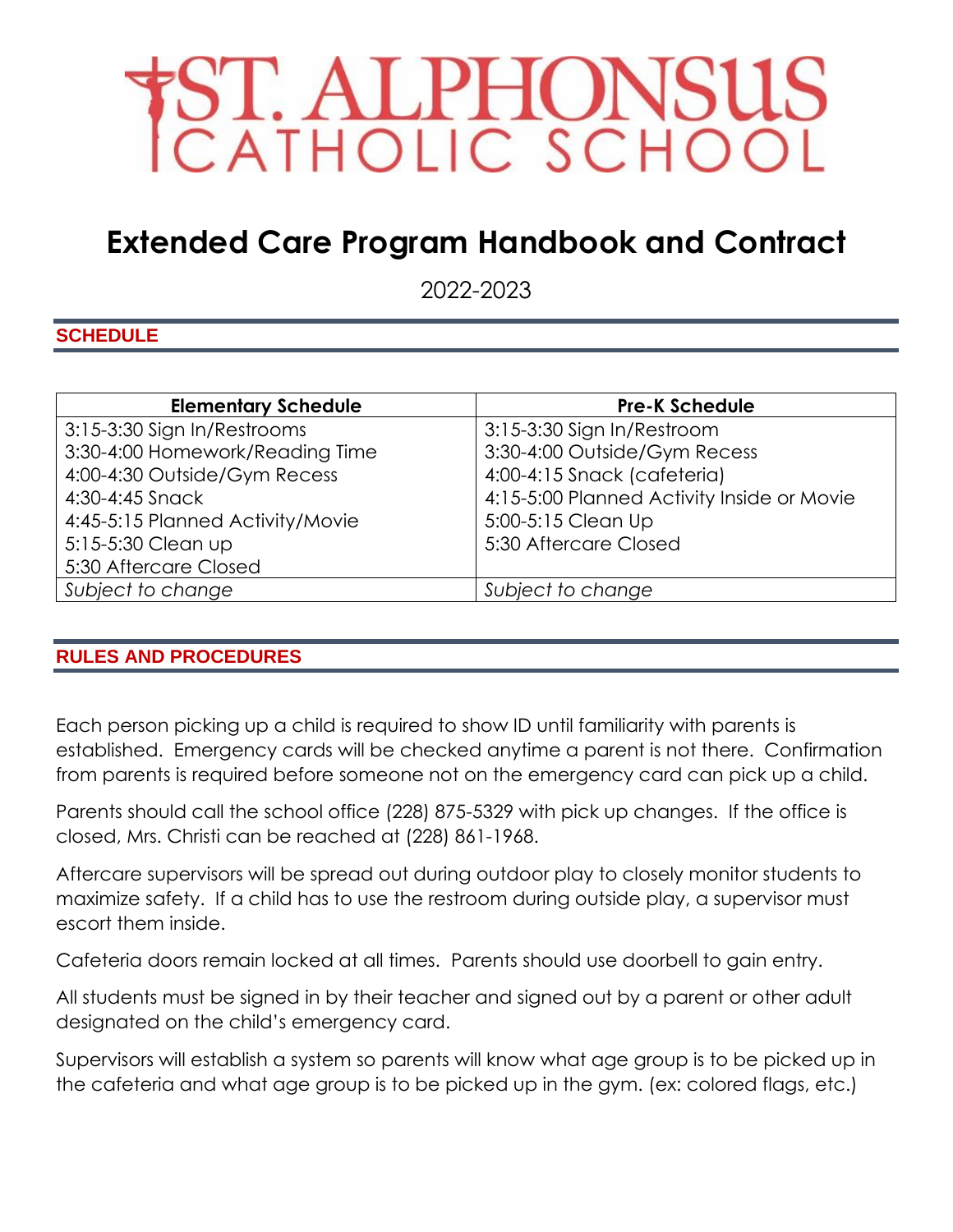# ST. ALPHONSUS CATHOLIC SCHOOL

# Extended Care Program Handbook and Contract

2022-2023

## SCHEDULE

| Elementary Schedule | Pre-K Schedule |
|---|---|
| 3:15-3:30 Sign In/Restrooms<br>3:30-4:00 Homework/Reading Time<br>4:00-4:30 Outside/Gym Recess<br>4:30-4:45 Snack<br>4:45-5:15 Planned Activity/Movie<br>5:15-5:30 Clean up<br>5:30 Aftercare Closed | 3:15-3:30 Sign In/Restroom<br>3:30-4:00 Outside/Gym Recess<br>4:00-4:15 Snack (cafeteria)<br>4:15-5:00 Planned Activity Inside or Movie<br>5:00-5:15 Clean Up<br>5:30 Aftercare Closed |
| *Subject to change* | *Subject to change* |

## RULES AND PROCEDURES

Each person picking up a child is required to show ID until familiarity with parents is established. Emergency cards will be checked anytime a parent is not there. Confirmation from parents is required before someone not on the emergency card can pick up a child.

Parents should call the school office (228) 875-5329 with pick up changes. If the office is closed, Mrs. Christi can be reached at (228) 861-1968.

Aftercare supervisors will be spread out during outdoor play to closely monitor students to maximize safety. If a child has to use the restroom during outside play, a supervisor must escort them inside.

Cafeteria doors remain locked at all times. Parents should use doorbell to gain entry.

All students must be signed in by their teacher and signed out by a parent or other adult designated on the child's emergency card.

Supervisors will establish a system so parents will know what age group is to be picked up in the cafeteria and what age group is to be picked up in the gym. (ex: colored flags, etc.)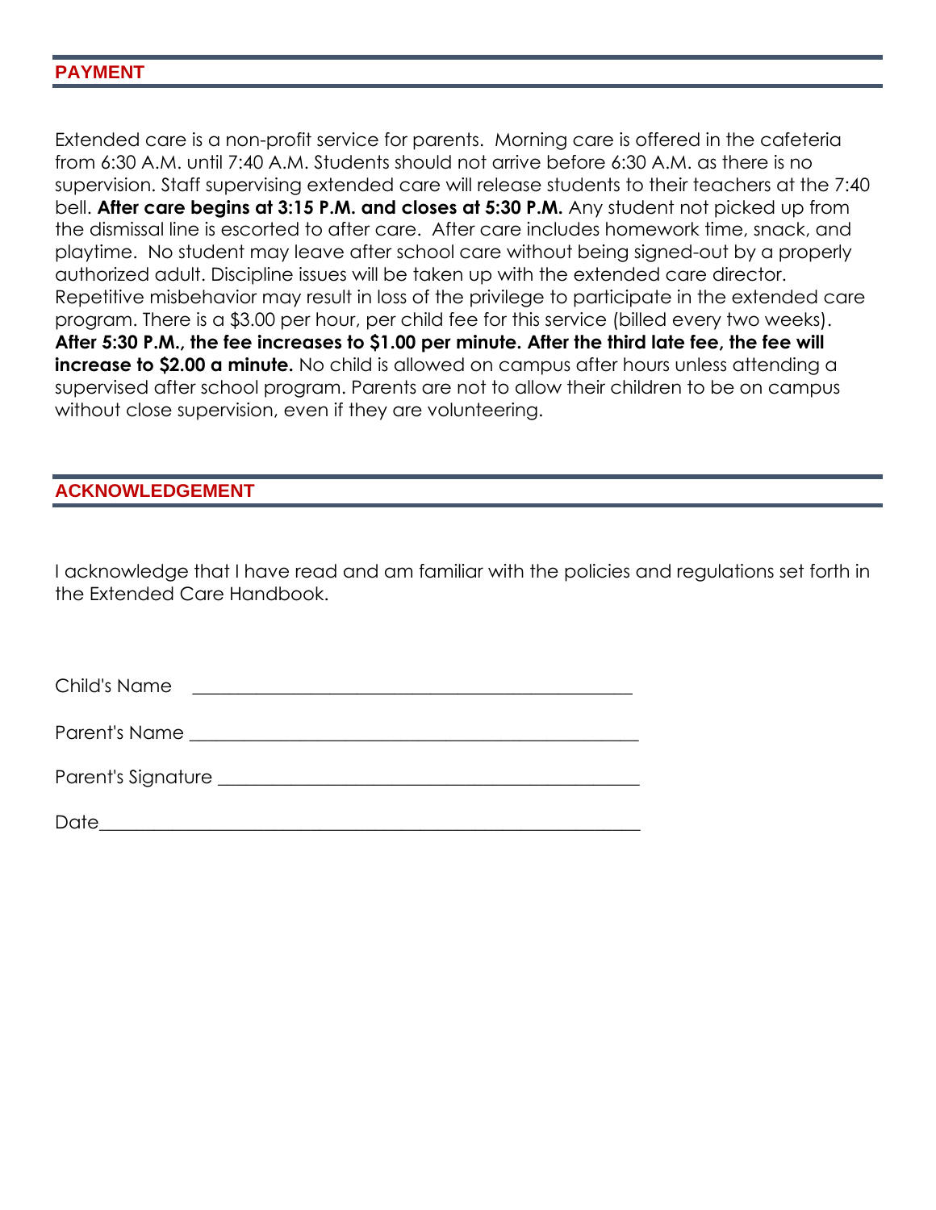## PAYMENT

Extended care is a non-profit service for parents. Morning care is offered in the cafeteria from 6:30 A.M. until 7:40 A.M. Students should not arrive before 6:30 A.M. as there is no supervision. Staff supervising extended care will release students to their teachers at the 7:40 bell. **After care begins at 3:15 P.M. and closes at 5:30 P.M.** Any student not picked up from the dismissal line is escorted to after care. After care includes homework time, snack, and playtime. No student may leave after school care without being signed-out by a properly authorized adult. Discipline issues will be taken up with the extended care director. Repetitive misbehavior may result in loss of the privilege to participate in the extended care program. There is a $3.00 per hour, per child fee for this service (billed every two weeks). **After 5:30 P.M., the fee increases to $1.00 per minute. After the third late fee, the fee will increase to $2.00 a minute.** No child is allowed on campus after hours unless attending a supervised after school program. Parents are not to allow their children to be on campus without close supervision, even if they are volunteering.

## ACKNOWLEDGEMENT

I acknowledge that I have read and am familiar with the policies and regulations set forth in the Extended Care Handbook.

Child's Name ______________________________________________

Parent's Name ______________________________________________

Parent's Signature ___________________________________________

Date_______________________________________________________